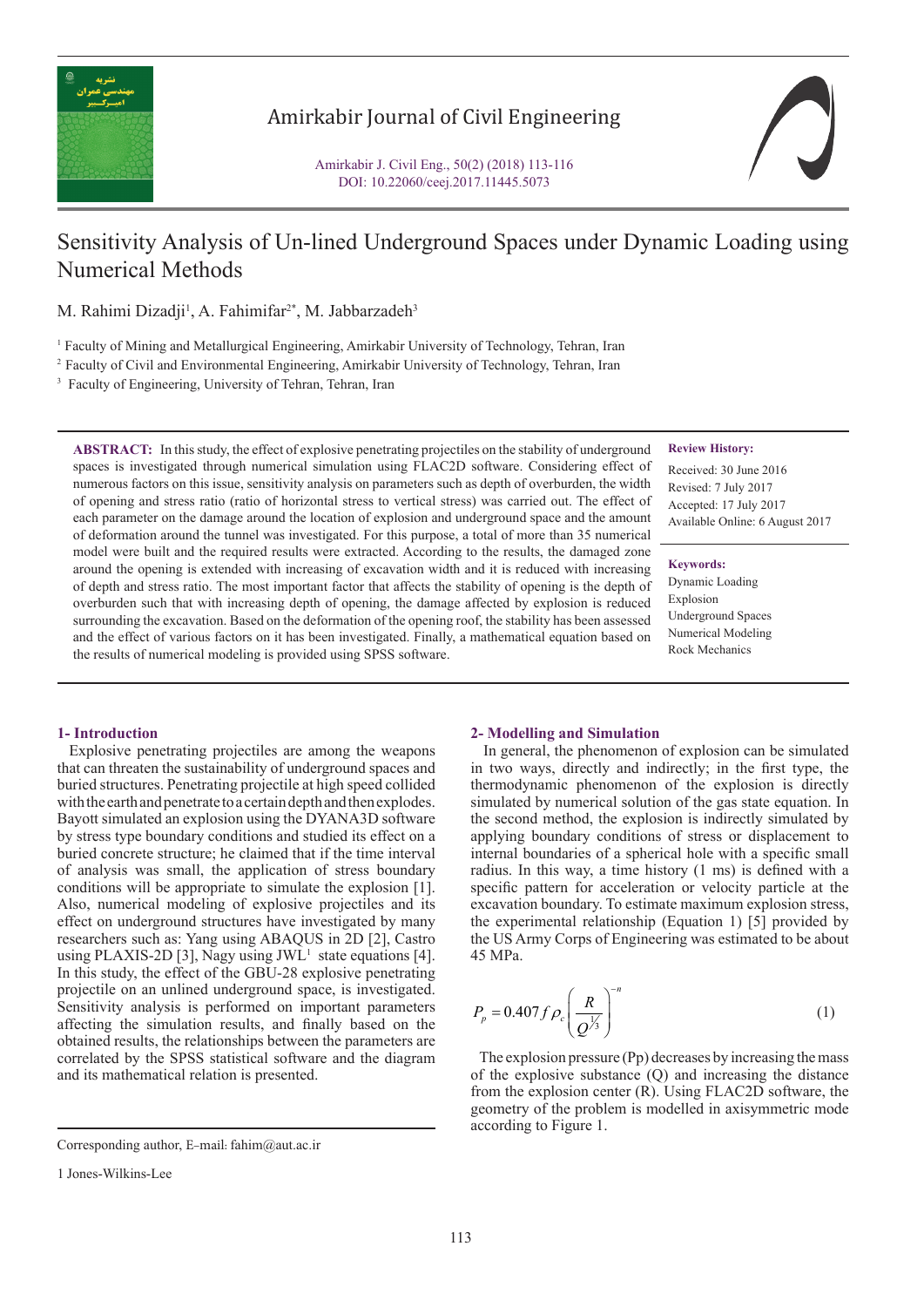# Sensitivity Analysis of Un-lined Underground Spaces under Dynamic Loading using Numerical Methods

M. Rahimi Dizadji[1], A. Fahimifar[2*], M. Jabbarzadeh[3]

[1] Faculty of Mining and Metallurgical Engineering, Amirkabir University of Technology, Tehran, Iran

[2] Faculty of Civil and Environmental Engineering, Amirkabir University of Technology, Tehran, Iran

[3] Faculty of Engineering, University of Tehran, Tehran, Iran

**ABSTRACT:** In this study, the effect of explosive penetrating projectiles on the stability of underground spaces is investigated through numerical simulation using FLAC2D software. Considering effect of numerous factors on this issue, sensitivity analysis on parameters such as depth of overburden, the width of opening and stress ratio (ratio of horizontal stress to vertical stress) was carried out. The effect of each parameter on the damage around the location of explosion and underground space and the amount of deformation around the tunnel was investigated. For this purpose, a total of more than 35 numerical model were built and the required results were extracted. According to the results, the damaged zone around the opening is extended with increasing of excavation width and it is reduced with increasing of depth and stress ratio. The most important factor that affects the stability of opening is the depth of overburden such that with increasing depth of opening, the damage affected by explosion is reduced surrounding the excavation. Based on the deformation of the opening roof, the stability has been assessed and the effect of various factors on it has been investigated. Finally, a mathematical equation based on the results of numerical modeling is provided using SPSS software.

**Review History:**

Received: 30 June 2016
Revised: 7 July 2017
Accepted: 17 July 2017
Available Online: 6 August 2017

**Keywords:**

Dynamic Loading
Explosion
Underground Spaces
Numerical Modeling
Rock Mechanics

## 1- Introduction

Explosive penetrating projectiles are among the weapons that can threaten the sustainability of underground spaces and buried structures. Penetrating projectile at high speed collided with the earth and penetrate to a certain depth and then explodes. Bayott simulated an explosion using the DYANA3D software by stress type boundary conditions and studied its effect on a buried concrete structure; he claimed that if the time interval of analysis was small, the application of stress boundary conditions will be appropriate to simulate the explosion [1]. Also, numerical modeling of explosive projectiles and its effect on underground structures have investigated by many researchers such as: Yang using ABAQUS in 2D [2], Castro using PLAXIS-2D [3], Nagy using JWL[1] state equations [4]. In this study, the effect of the GBU-28 explosive penetrating projectile on an unlined underground space, is investigated. Sensitivity analysis is performed on important parameters affecting the simulation results, and finally based on the obtained results, the relationships between the parameters are correlated by the SPSS statistical software and the diagram and its mathematical relation is presented.

## 2- Modelling and Simulation

In general, the phenomenon of explosion can be simulated in two ways, directly and indirectly; in the first type, the thermodynamic phenomenon of the explosion is directly simulated by numerical solution of the gas state equation. In the second method, the explosion is indirectly simulated by applying boundary conditions of stress or displacement to internal boundaries of a spherical hole with a specific small radius. In this way, a time history (1 ms) is defined with a specific pattern for acceleration or velocity particle at the excavation boundary. To estimate maximum explosion stress, the experimental relationship (Equation 1) [5] provided by the US Army Corps of Engineering was estimated to be about 45 MPa.

$$P_p = 0.407 f \rho_c \left( \frac{R}{Q^{1/3}} \right)^{-n} \tag{1}$$

The explosion pressure (Pp) decreases by increasing the mass of the explosive substance (Q) and increasing the distance from the explosion center (R). Using FLAC2D software, the geometry of the problem is modelled in axisymmetric mode according to Figure 1.

Corresponding author, E-mail: fahim@aut.ac.ir

1 Jones-Wilkins-Lee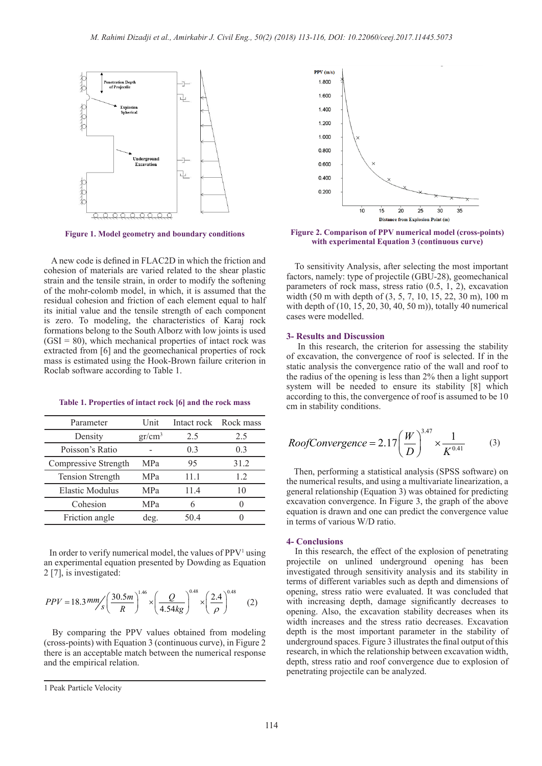Figure 1. Model geometry and boundary conditions

A new code is defined in FLAC2D in which the friction and cohesion of materials are varied related to the shear plastic strain and the tensile strain, in order to modify the softening of the mohr-colomb model, in which, it is assumed that the residual cohesion and friction of each element equal to half its initial value and the tensile strength of each component is zero. To modeling, the characteristics of Karaj rock formations belong to the South Alborz with low joints is used (GSI = 80), which mechanical properties of intact rock was extracted from [6] and the geomechanical properties of rock mass is estimated using the Hook-Brown failure criterion in Roclab software according to Table 1.

Table 1. Properties of intact rock [6] and the rock mass

| Parameter | Unit | Intact rock | Rock mass |
|---|---|---|---|
| Density | gr/cm$^3$ | 2.5 | 2.5 |
| Poisson's Ratio | - | 0.3 | 0.3 |
| Compressive Strength | MPa | 95 | 31.2 |
| Tension Strength | MPa | 11.1 | 1.2 |
| Elastic Modulus | MPa | 11.4 | 10 |
| Cohesion | MPa | 6 | 0 |
| Friction angle | deg. | 50.4 | 0 |

In order to verify numerical model, the values of PPV[1] using an experimental equation presented by Dowding as Equation 2 [7], is investigated:

$$PPV = 18.3 \, mm/s \left(\frac{30.5m}{R}\right)^{1.46} \times \left(\frac{Q}{4.54kg}\right)^{0.48} \times \left(\frac{2.4}{\rho}\right)^{0.48} \qquad (2)$$

By comparing the PPV values obtained from modeling (cross-points) with Equation 3 (continuous curve), in Figure 2 there is an acceptable match between the numerical response and the empirical relation.

1 Peak Particle Velocity

Figure 2. Comparison of PPV numerical model (cross-points) with experimental Equation 3 (continuous curve)

To sensitivity Analysis, after selecting the most important factors, namely: type of projectile (GBU-28), geomechanical parameters of rock mass, stress ratio (0.5, 1, 2), excavation width (50 m with depth of (3, 5, 7, 10, 15, 22, 30 m), 100 m with depth of (10, 15, 20, 30, 40, 50 m)), totally 40 numerical cases were modelled.

## 3- Results and Discussion

In this research, the criterion for assessing the stability of excavation, the convergence of roof is selected. If in the static analysis the convergence ratio of the wall and roof to the radius of the opening is less than 2% then a light support system will be needed to ensure its stability [8] which according to this, the convergence of roof is assumed to be 10 cm in stability conditions.

$$RoofConvergence = 2.17\left(\frac{W}{D}\right)^{3.47} \times \frac{1}{K^{0.41}} \qquad (3)$$

Then, performing a statistical analysis (SPSS software) on the numerical results, and using a multivariate linearization, a general relationship (Equation 3) was obtained for predicting excavation convergence. In Figure 3, the graph of the above equation is drawn and one can predict the convergence value in terms of various W/D ratio.

## 4- Conclusions

In this research, the effect of the explosion of penetrating projectile on unlined underground opening has been investigated through sensitivity analysis and its stability in terms of different variables such as depth and dimensions of opening, stress ratio were evaluated. It was concluded that with increasing depth, damage significantly decreases to opening. Also, the excavation stability decreases when its width increases and the stress ratio decreases. Excavation depth is the most important parameter in the stability of underground spaces. Figure 3 illustrates the final output of this research, in which the relationship between excavation width, depth, stress ratio and roof convergence due to explosion of penetrating projectile can be analyzed.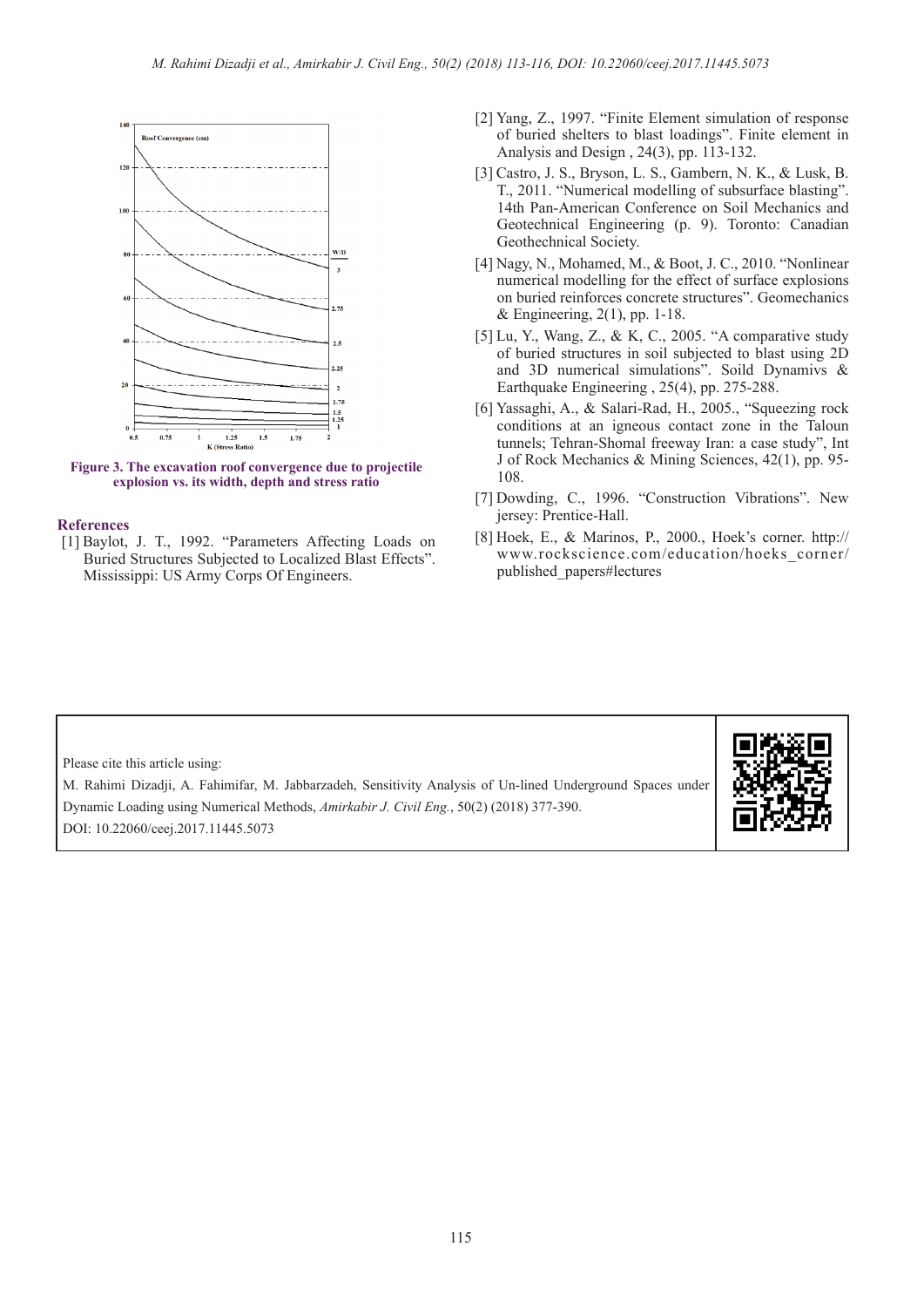Roof Convergence (cm)

140

120

100

80

60

40

20

0

0.5 0.75 1 1.25 1.5 1.75 2

K (Stress Ratio)

W/D

3

2.75

2.5

2.25

2

1.75

1.5

1.25

1

**Figure 3. The excavation roof convergence due to projectile explosion vs. its width, depth and stress ratio**

## References

[1] Baylot, J. T., 1992. "Parameters Affecting Loads on Buried Structures Subjected to Localized Blast Effects". Mississippi: US Army Corps Of Engineers.

[2] Yang, Z., 1997. "Finite Element simulation of response of buried shelters to blast loadings". Finite element in Analysis and Design , 24(3), pp. 113-132.

[3] Castro, J. S., Bryson, L. S., Gambern, N. K., & Lusk, B. T., 2011. "Numerical modelling of subsurface blasting". 14th Pan-American Conference on Soil Mechanics and Geotechnical Engineering (p. 9). Toronto: Canadian Geothechnical Society.

[4] Nagy, N., Mohamed, M., & Boot, J. C., 2010. "Nonlinear numerical modelling for the effect of surface explosions on buried reinforces concrete structures". Geomechanics & Engineering, 2(1), pp. 1-18.

[5] Lu, Y., Wang, Z., & K, C., 2005. "A comparative study of buried structures in soil subjected to blast using 2D and 3D numerical simulations". Soild Dynamivs & Earthquake Engineering , 25(4), pp. 275-288.

[6] Yassaghi, A., & Salari-Rad, H., 2005., "Squeezing rock conditions at an igneous contact zone in the Taloun tunnels; Tehran-Shomal freeway Iran: a case study", Int J of Rock Mechanics & Mining Sciences, 42(1), pp. 95-108.

[7] Dowding, C., 1996. "Construction Vibrations". New jersey: Prentice-Hall.

[8] Hoek, E., & Marinos, P., 2000., Hoek's corner. http://www.rockscience.com/education/hoeks_corner/published_papers#lectures

Please cite this article using:

M. Rahimi Dizadji, A. Fahimifar, M. Jabbarzadeh, Sensitivity Analysis of Un-lined Underground Spaces under Dynamic Loading using Numerical Methods, *Amirkabir J. Civil Eng.*, 50(2) (2018) 377-390.

DOI: 10.22060/ceej.2017.11445.5073